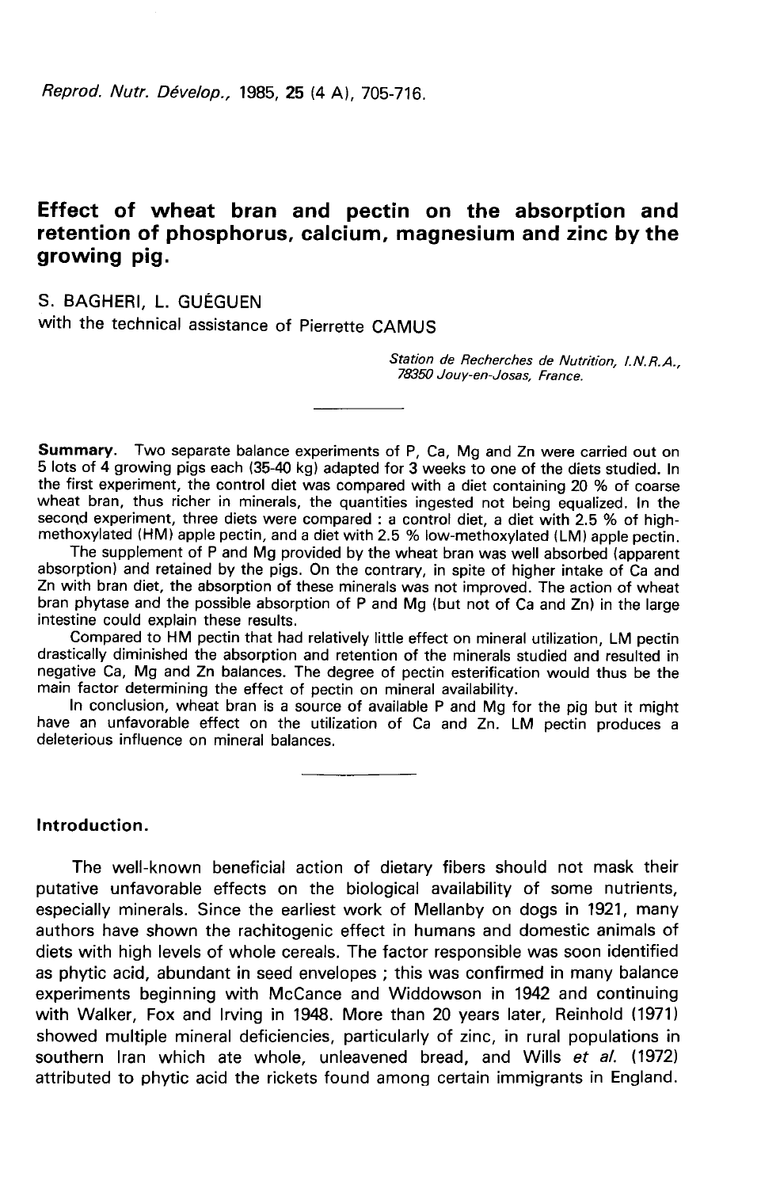# Effect of wheat bran and pectin on the absorption and retention of phosphorus, calcium, magnesium and zinc by the growing pig.

S. BAGHERI, L. GUÉGUEN

with the technical assistance of Pierrette CAMUS

*Station de Recherches de Nutrition, I.N.R.A., 78350 Jouy-en-Josas, France.*

**Summary.** Two separate balance experiments of P, Ca, Mg and Zn were carried out on 5 lots of 4 growing pigs each (35-40 kg) adapted for 3 weeks to one of the diets studied. In the first experiment, the control diet was compared with a diet containing 20 % of coarse wheat bran, thus richer in minerals, the quantities ingested not being equalized. In the second experiment, three diets were compared : a control diet, a diet with 2.5 % of high-methoxylated (HM) apple pectin, and a diet with 2.5 % low-methoxylated (LM) apple pectin.

The supplement of P and Mg provided by the wheat bran was well absorbed (apparent absorption) and retained by the pigs. On the contrary, in spite of higher intake of Ca and Zn with bran diet, the absorption of these minerals was not improved. The action of wheat bran phytase and the possible absorption of P and Mg (but not of Ca and Zn) in the large intestine could explain these results.

Compared to HM pectin that had relatively little effect on mineral utilization, LM pectin drastically diminished the absorption and retention of the minerals studied and resulted in negative Ca, Mg and Zn balances. The degree of pectin esterification would thus be the main factor determining the effect of pectin on mineral availability.

In conclusion, wheat bran is a source of available P and Mg for the pig but it might have an unfavorable effect on the utilization of Ca and Zn. LM pectin produces a deleterious influence on mineral balances.

## Introduction.

The well-known beneficial action of dietary fibers should not mask their putative unfavorable effects on the biological availability of some nutrients, especially minerals. Since the earliest work of Mellanby on dogs in 1921, many authors have shown the rachitogenic effect in humans and domestic animals of diets with high levels of whole cereals. The factor responsible was soon identified as phytic acid, abundant in seed envelopes ; this was confirmed in many balance experiments beginning with McCance and Widdowson in 1942 and continuing with Walker, Fox and Irving in 1948. More than 20 years later, Reinhold (1971) showed multiple mineral deficiencies, particularly of zinc, in rural populations in southern Iran which ate whole, unleavened bread, and Wills *et al.* (1972) attributed to phytic acid the rickets found among certain immigrants in England.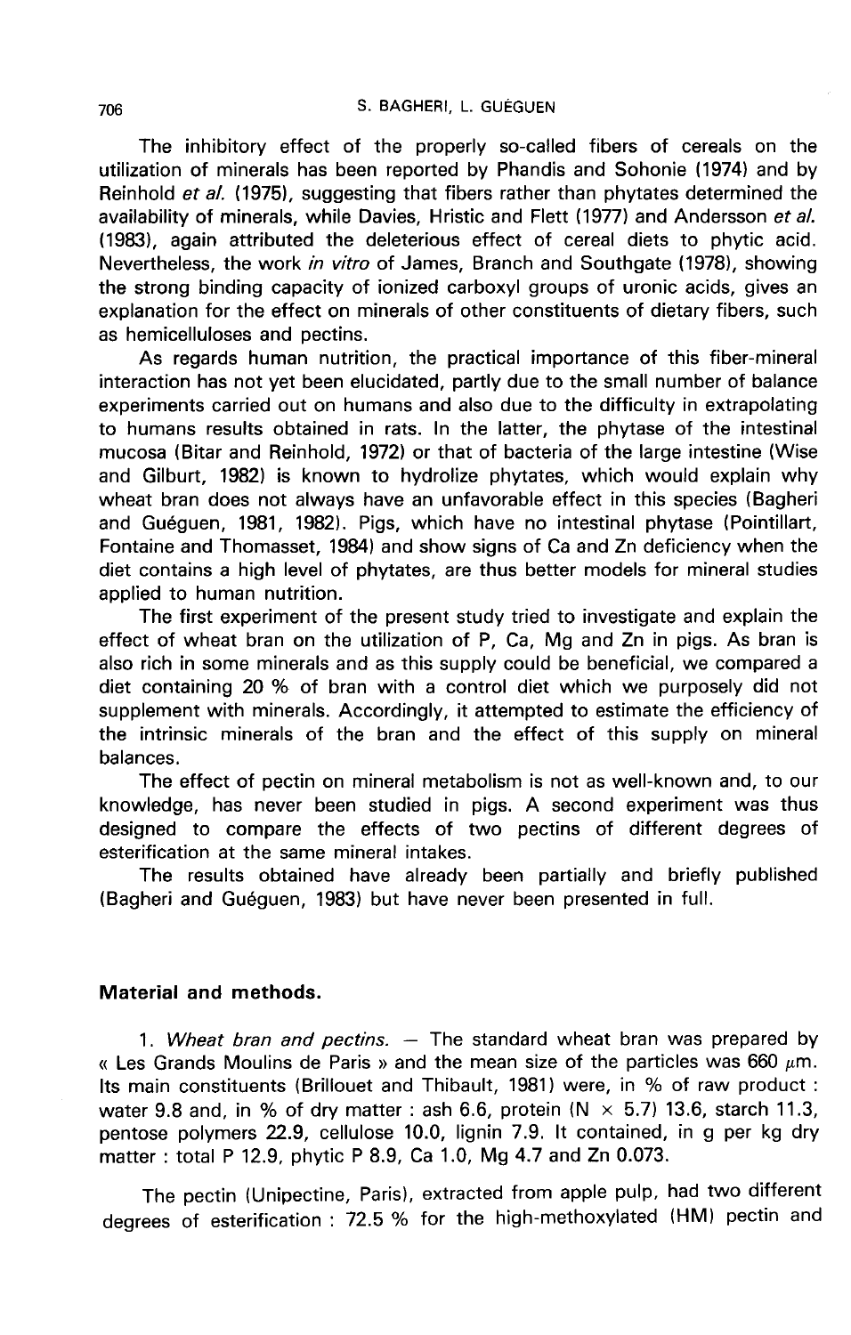The inhibitory effect of the properly so-called fibers of cereals on the utilization of minerals has been reported by Phandis and Sohonie (1974) and by Reinhold *et al.* (1975), suggesting that fibers rather than phytates determined the availability of minerals, while Davies, Hristic and Flett (1977) and Andersson *et al.* (1983), again attributed the deleterious effect of cereal diets to phytic acid. Nevertheless, the work *in vitro* of James, Branch and Southgate (1978), showing the strong binding capacity of ionized carboxyl groups of uronic acids, gives an explanation for the effect on minerals of other constituents of dietary fibers, such as hemicelluloses and pectins.

As regards human nutrition, the practical importance of this fiber-mineral interaction has not yet been elucidated, partly due to the small number of balance experiments carried out on humans and also due to the difficulty in extrapolating to humans results obtained in rats. In the latter, the phytase of the intestinal mucosa (Bitar and Reinhold, 1972) or that of bacteria of the large intestine (Wise and Gilburt, 1982) is known to hydrolize phytates, which would explain why wheat bran does not always have an unfavorable effect in this species (Bagheri and Guéguen, 1981, 1982). Pigs, which have no intestinal phytase (Pointillart, Fontaine and Thomasset, 1984) and show signs of Ca and Zn deficiency when the diet contains a high level of phytates, are thus better models for mineral studies applied to human nutrition.

The first experiment of the present study tried to investigate and explain the effect of wheat bran on the utilization of P, Ca, Mg and Zn in pigs. As bran is also rich in some minerals and as this supply could be beneficial, we compared a diet containing 20 % of bran with a control diet which we purposely did not supplement with minerals. Accordingly, it attempted to estimate the efficiency of the intrinsic minerals of the bran and the effect of this supply on mineral balances.

The effect of pectin on mineral metabolism is not as well-known and, to our knowledge, has never been studied in pigs. A second experiment was thus designed to compare the effects of two pectins of different degrees of esterification at the same mineral intakes.

The results obtained have already been partially and briefly published (Bagheri and Guéguen, 1983) but have never been presented in full.

## Material and methods.

1. *Wheat bran and pectins.* — The standard wheat bran was prepared by « Les Grands Moulins de Paris » and the mean size of the particles was 660 $\mu$m. Its main constituents (Brillouet and Thibault, 1981) were, in % of raw product : water 9.8 and, in % of dry matter : ash 6.6, protein (N $\times$ 5.7) 13.6, starch 11.3, pentose polymers 22.9, cellulose 10.0, lignin 7.9. It contained, in g per kg dry matter : total P 12.9, phytic P 8.9, Ca 1.0, Mg 4.7 and Zn 0.073.

The pectin (Unipectine, Paris), extracted from apple pulp, had two different degrees of esterification : 72.5 % for the high-methoxylated (HM) pectin and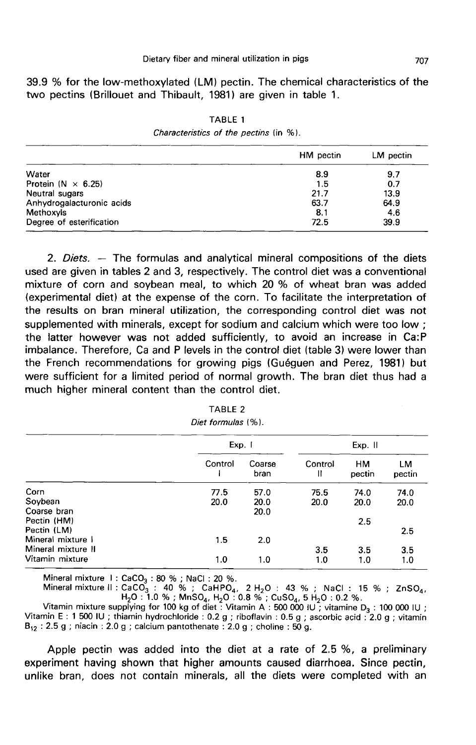39.9 % for the low-methoxylated (LM) pectin. The chemical characteristics of the two pectins (Brillouet and Thibault, 1981) are given in table 1.

TABLE 1
*Characteristics of the pectins* (in %).

| | HM pectin | LM pectin |
|---|---|---|
| Water | 8.9 | 9.7 |
| Protein (N × 6.25) | 1.5 | 0.7 |
| Neutral sugars | 21.7 | 13.9 |
| Anhydrogalacturonic acids | 63.7 | 64.9 |
| Methoxyls | 8.1 | 4.6 |
| Degree of esterification | 72.5 | 39.9 |

2. *Diets.* — The formulas and analytical mineral compositions of the diets used are given in tables 2 and 3, respectively. The control diet was a conventional mixture of corn and soybean meal, to which 20 % of wheat bran was added (experimental diet) at the expense of the corn. To facilitate the interpretation of the results on bran mineral utilization, the corresponding control diet was not supplemented with minerals, except for sodium and calcium which were too low ; the latter however was not added sufficiently, to avoid an increase in Ca:P imbalance. Therefore, Ca and P levels in the control diet (table 3) were lower than the French recommendations for growing pigs (Guéguen and Perez, 1981) but were sufficient for a limited period of normal growth. The bran diet thus had a much higher mineral content than the control diet.

TABLE 2
*Diet formulas* (%).

| | Exp. I | | Exp. II | | |
|---|---|---|---|---|---|
| | Control I | Coarse bran | Control II | HM pectin | LM pectin |
| Corn | 77.5 | 57.0 | 75.5 | 74.0 | 74.0 |
| Soybean | 20.0 | 20.0 | 20.0 | 20.0 | 20.0 |
| Coarse bran | | 20.0 | | | |
| Pectin (HM) | | | | 2.5 | |
| Pectin (LM) | | | | | 2.5 |
| Mineral mixture I | 1.5 | 2.0 | | | |
| Mineral mixture II | | | 3.5 | 3.5 | 3.5 |
| Vitamin mixture | 1.0 | 1.0 | 1.0 | 1.0 | 1.0 |

Mineral mixture I : $CaCO_3$ : 80 % ; NaCl : 20 %.
Mineral mixture II : $CaCO_3$ : 40 % ; $CaHPO_4$, 2 $H_2O$ : 43 % ; NaCl : 15 % ; $ZnSO_4$, $H_2O$ : 1.0 % ; $MnSO_4$, $H_2O$ : 0.8 % ; $CuSO_4$, 5 $H_2O$ : 0.2 %.
Vitamin mixture supplying for 100 kg of diet : Vitamin A : 500 000 IU ; vitamine $D_3$ : 100 000 IU ; Vitamin E : 1 500 IU ; thiamin hydrochloride : 0.2 g ; riboflavin : 0.5 g ; ascorbic acid : 2.0 g ; vitamin $B_{12}$ : 2.5 g ; niacin : 2.0 g ; calcium pantothenate : 2.0 g ; choline : 50 g.

Apple pectin was added into the diet at a rate of 2.5 %, a preliminary experiment having shown that higher amounts caused diarrhoea. Since pectin, unlike bran, does not contain minerals, all the diets were completed with an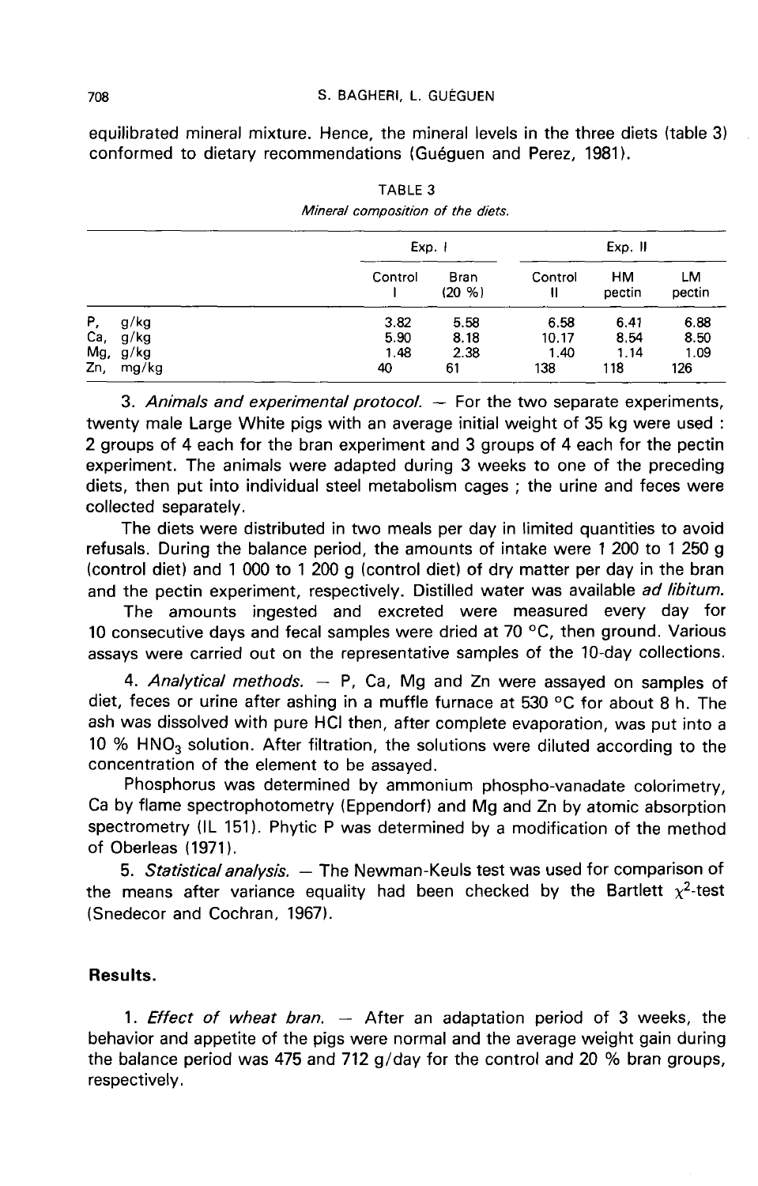equilibrated mineral mixture. Hence, the mineral levels in the three diets (table 3) conformed to dietary recommendations (Guéguen and Perez, 1981).

TABLE 3
*Mineral composition of the diets.*

| | Exp. I | | Exp. II | | |
|---|---|---|---|---|---|
| | Control I | Bran (20 %) | Control II | HM pectin | LM pectin |
| P, g/kg | 3.82 | 5.58 | 6.58 | 6.41 | 6.88 |
| Ca, g/kg | 5.90 | 8.18 | 10.17 | 8.54 | 8.50 |
| Mg, g/kg | 1.48 | 2.38 | 1.40 | 1.14 | 1.09 |
| Zn, mg/kg | 40 | 61 | 138 | 118 | 126 |

3. *Animals and experimental protocol.* — For the two separate experiments, twenty male Large White pigs with an average initial weight of 35 kg were used : 2 groups of 4 each for the bran experiment and 3 groups of 4 each for the pectin experiment. The animals were adapted during 3 weeks to one of the preceding diets, then put into individual steel metabolism cages ; the urine and feces were collected separately.

The diets were distributed in two meals per day in limited quantities to avoid refusals. During the balance period, the amounts of intake were 1 200 to 1 250 g (control diet) and 1 000 to 1 200 g (control diet) of dry matter per day in the bran and the pectin experiment, respectively. Distilled water was available *ad libitum.*

The amounts ingested and excreted were measured every day for 10 consecutive days and fecal samples were dried at 70 °C, then ground. Various assays were carried out on the representative samples of the 10-day collections.

4. *Analytical methods.* — P, Ca, Mg and Zn were assayed on samples of diet, feces or urine after ashing in a muffle furnace at 530 °C for about 8 h. The ash was dissolved with pure HCl then, after complete evaporation, was put into a 10 % $HNO_3$ solution. After filtration, the solutions were diluted according to the concentration of the element to be assayed.

Phosphorus was determined by ammonium phospho-vanadate colorimetry, Ca by flame spectrophotometry (Eppendorf) and Mg and Zn by atomic absorption spectrometry (IL 151). Phytic P was determined by a modification of the method of Oberleas (1971).

5. *Statistical analysis.* — The Newman-Keuls test was used for comparison of the means after variance equality had been checked by the Bartlett $\chi^2$-test (Snedecor and Cochran, 1967).

## Results.

1. *Effect of wheat bran.* — After an adaptation period of 3 weeks, the behavior and appetite of the pigs were normal and the average weight gain during the balance period was 475 and 712 g/day for the control and 20 % bran groups, respectively.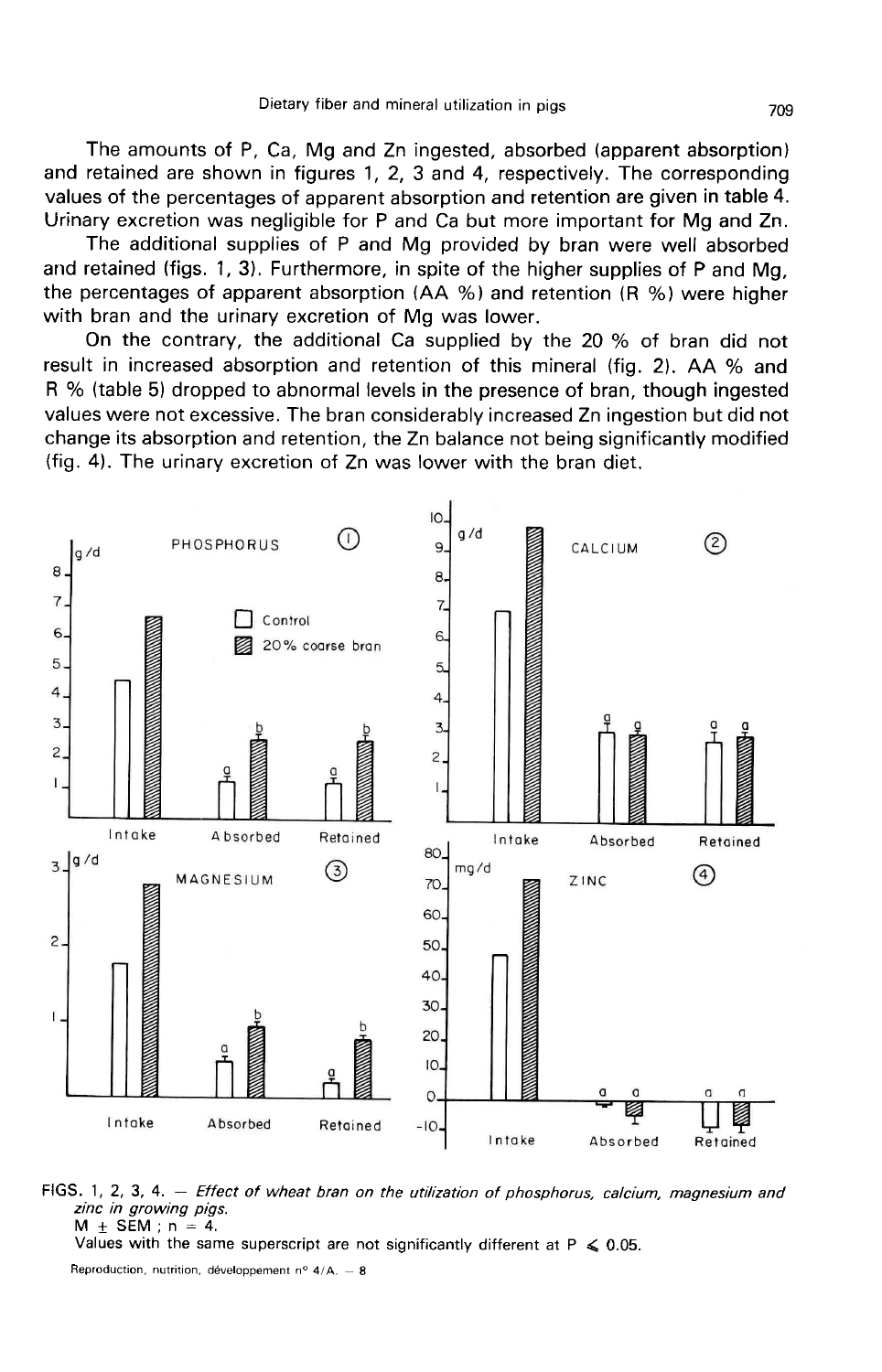The amounts of P, Ca, Mg and Zn ingested, absorbed (apparent absorption) and retained are shown in figures 1, 2, 3 and 4, respectively. The corresponding values of the percentages of apparent absorption and retention are given in table 4. Urinary excretion was negligible for P and Ca but more important for Mg and Zn.

The additional supplies of P and Mg provided by bran were well absorbed and retained (figs. 1, 3). Furthermore, in spite of the higher supplies of P and Mg, the percentages of apparent absorption (AA %) and retention (R %) were higher with bran and the urinary excretion of Mg was lower.

On the contrary, the additional Ca supplied by the 20 % of bran did not result in increased absorption and retention of this mineral (fig. 2). AA % and R % (table 5) dropped to abnormal levels in the presence of bran, though ingested values were not excessive. The bran considerably increased Zn ingestion but did not change its absorption and retention, the Zn balance not being significantly modified (fig. 4). The urinary excretion of Zn was lower with the bran diet.

FIGS. 1, 2, 3, 4. — *Effect of wheat bran on the utilization of phosphorus, calcium, magnesium and zinc in growing pigs.*
M ± SEM ; n = 4.
Values with the same superscript are not significantly different at P ⩽ 0.05.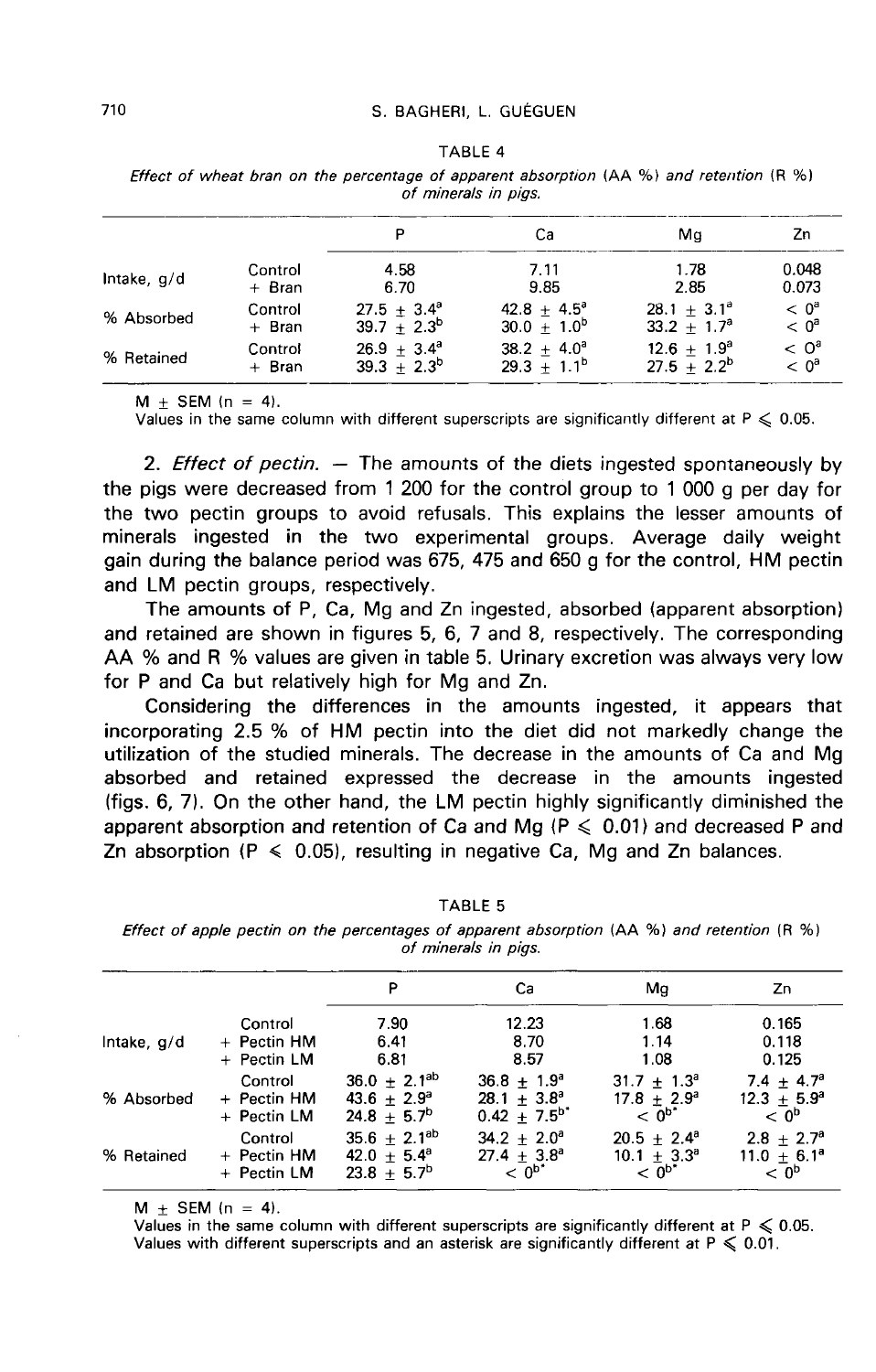TABLE 4

*Effect of wheat bran on the percentage of apparent absorption (AA %) and retention (R %) of minerals in pigs.*

| | | P | Ca | Mg | Zn |
|---|---|---|---|---|---|
| Intake, g/d | Control | 4.58 | 7.11 | 1.78 | 0.048 |
| | + Bran | 6.70 | 9.85 | 2.85 | 0.073 |
| % Absorbed | Control | 27.5 ± 3.4[a] | 42.8 ± 4.5[a] | 28.1 ± 3.1[a] | < 0[a] |
| | + Bran | 39.7 ± 2.3[b] | 30.0 ± 1.0[b] | 33.2 ± 1.7[a] | < 0[a] |
| % Retained | Control | 26.9 ± 3.4[a] | 38.2 ± 4.0[a] | 12.6 ± 1.9[a] | < 0[a] |
| | + Bran | 39.3 ± 2.3[b] | 29.3 ± 1.1[b] | 27.5 ± 2.2[b] | < 0[a] |

M ± SEM (n = 4).
Values in the same column with different superscripts are significantly different at $P \leqslant 0.05$.

2. *Effect of pectin.* — The amounts of the diets ingested spontaneously by the pigs were decreased from 1 200 for the control group to 1 000 g per day for the two pectin groups to avoid refusals. This explains the lesser amounts of minerals ingested in the two experimental groups. Average daily weight gain during the balance period was 675, 475 and 650 g for the control, HM pectin and LM pectin groups, respectively.

The amounts of P, Ca, Mg and Zn ingested, absorbed (apparent absorption) and retained are shown in figures 5, 6, 7 and 8, respectively. The corresponding AA % and R % values are given in table 5. Urinary excretion was always very low for P and Ca but relatively high for Mg and Zn.

Considering the differences in the amounts ingested, it appears that incorporating 2.5 % of HM pectin into the diet did not markedly change the utilization of the studied minerals. The decrease in the amounts of Ca and Mg absorbed and retained expressed the decrease in the amounts ingested (figs. 6, 7). On the other hand, the LM pectin highly significantly diminished the apparent absorption and retention of Ca and Mg ($P \leqslant 0.01$) and decreased P and Zn absorption ($P \leqslant 0.05$), resulting in negative Ca, Mg and Zn balances.

TABLE 5

*Effect of apple pectin on the percentages of apparent absorption (AA %) and retention (R %) of minerals in pigs.*

| | | P | Ca | Mg | Zn |
|---|---|---|---|---|---|
| Intake, g/d | Control | 7.90 | 12.23 | 1.68 | 0.165 |
| | + Pectin HM | 6.41 | 8.70 | 1.14 | 0.118 |
| | + Pectin LM | 6.81 | 8.57 | 1.08 | 0.125 |
| % Absorbed | Control | 36.0 ± 2.1[ab] | 36.8 ± 1.9[a] | 31.7 ± 1.3[a] | 7.4 ± 4.7[a] |
| | + Pectin HM | 43.6 ± 2.9[a] | 28.1 ± 3.8[a] | 17.8 ± 2.9[a] | 12.3 ± 5.9[a] |
| | + Pectin LM | 24.8 ± 5.7[b] | 0.42 ± 7.5[b*] | < 0[b*] | < 0[b] |
| % Retained | Control | 35.6 ± 2.1[ab] | 34.2 ± 2.0[a] | 20.5 ± 2.4[a] | 2.8 ± 2.7[a] |
| | + Pectin HM | 42.0 ± 5.4[a] | 27.4 ± 3.8[a] | 10.1 ± 3.3[a] | 11.0 ± 6.1[a] |
| | + Pectin LM | 23.8 ± 5.7[b] | < 0[b*] | < 0[b*] | < 0[b] |

M ± SEM (n = 4).
Values in the same column with different superscripts are significantly different at $P \leqslant 0.05$.
Values with different superscripts and an asterisk are significantly different at $P \leqslant 0.01$.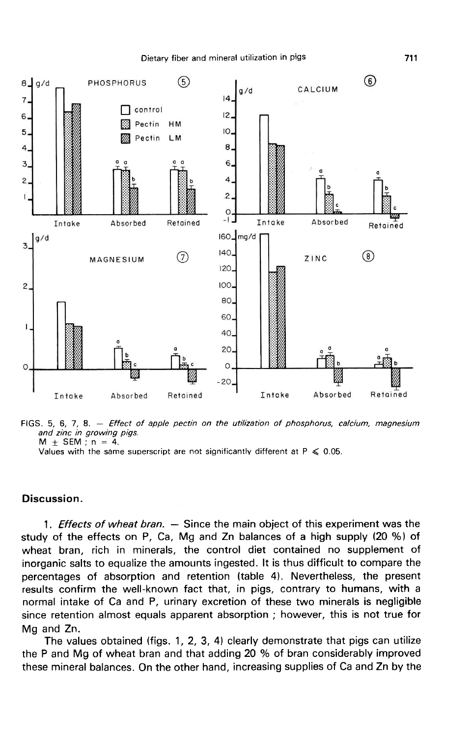FIGS. 5, 6, 7, 8. — *Effect of apple pectin on the utilization of phosphorus, calcium, magnesium and zinc in growing pigs.*
M ± SEM ; n = 4.
Values with the same superscript are not significantly different at P ≤ 0.05.

## Discussion.

1. *Effects of wheat bran.* — Since the main object of this experiment was the study of the effects on P, Ca, Mg and Zn balances of a high supply (20 %) of wheat bran, rich in minerals, the control diet contained no supplement of inorganic salts to equalize the amounts ingested. It is thus difficult to compare the percentages of absorption and retention (table 4). Nevertheless, the present results confirm the well-known fact that, in pigs, contrary to humans, with a normal intake of Ca and P, urinary excretion of these two minerals is negligible since retention almost equals apparent absorption ; however, this is not true for Mg and Zn.

The values obtained (figs. 1, 2, 3, 4) clearly demonstrate that pigs can utilize the P and Mg of wheat bran and that adding 20 % of bran considerably improved these mineral balances. On the other hand, increasing supplies of Ca and Zn by the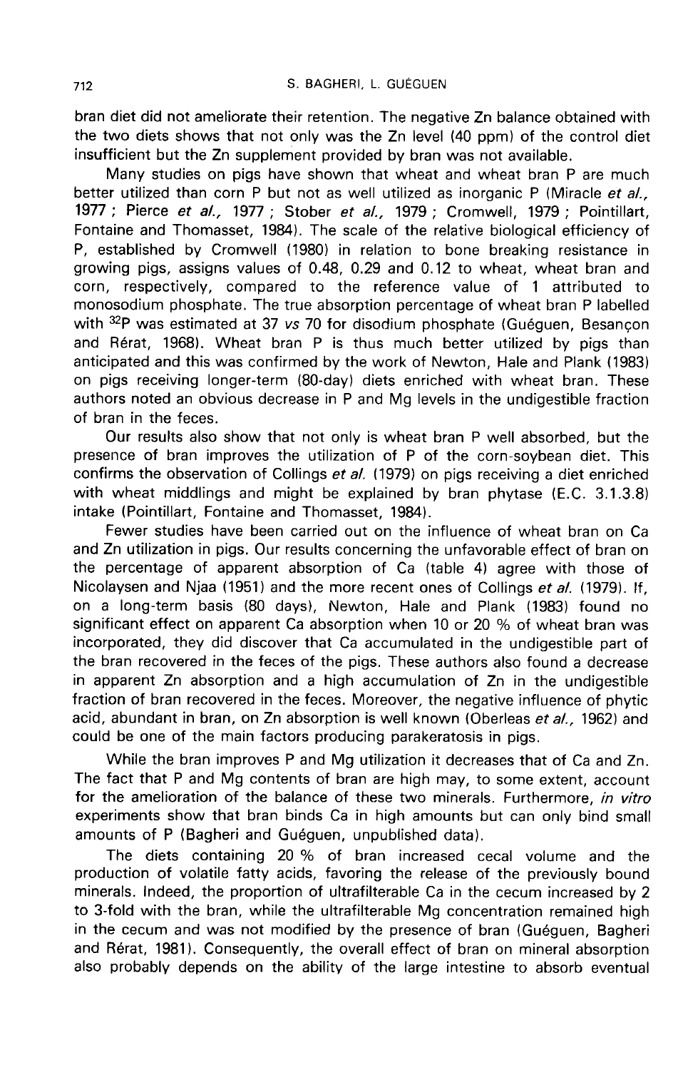bran diet did not ameliorate their retention. The negative Zn balance obtained with the two diets shows that not only was the Zn level (40 ppm) of the control diet insufficient but the Zn supplement provided by bran was not available.

Many studies on pigs have shown that wheat and wheat bran P are much better utilized than corn P but not as well utilized as inorganic P (Miracle *et al.*, 1977 ; Pierce *et al.*, 1977 ; Stober *et al.*, 1979 ; Cromwell, 1979 ; Pointillart, Fontaine and Thomasset, 1984). The scale of the relative biological efficiency of P, established by Cromwell (1980) in relation to bone breaking resistance in growing pigs, assigns values of 0.48, 0.29 and 0.12 to wheat, wheat bran and corn, respectively, compared to the reference value of 1 attributed to monosodium phosphate. The true absorption percentage of wheat bran P labelled with $^{32}P$ was estimated at 37 *vs* 70 for disodium phosphate (Guéguen, Besançon and Rérat, 1968). Wheat bran P is thus much better utilized by pigs than anticipated and this was confirmed by the work of Newton, Hale and Plank (1983) on pigs receiving longer-term (80-day) diets enriched with wheat bran. These authors noted an obvious decrease in P and Mg levels in the undigestible fraction of bran in the feces.

Our results also show that not only is wheat bran P well absorbed, but the presence of bran improves the utilization of P of the corn-soybean diet. This confirms the observation of Collings *et al.* (1979) on pigs receiving a diet enriched with wheat middlings and might be explained by bran phytase (E.C. 3.1.3.8) intake (Pointillart, Fontaine and Thomasset, 1984).

Fewer studies have been carried out on the influence of wheat bran on Ca and Zn utilization in pigs. Our results concerning the unfavorable effect of bran on the percentage of apparent absorption of Ca (table 4) agree with those of Nicolaysen and Njaa (1951) and the more recent ones of Collings *et al.* (1979). If, on a long-term basis (80 days), Newton, Hale and Plank (1983) found no significant effect on apparent Ca absorption when 10 or 20 % of wheat bran was incorporated, they did discover that Ca accumulated in the undigestible part of the bran recovered in the feces of the pigs. These authors also found a decrease in apparent Zn absorption and a high accumulation of Zn in the undigestible fraction of bran recovered in the feces. Moreover, the negative influence of phytic acid, abundant in bran, on Zn absorption is well known (Oberleas *et al.*, 1962) and could be one of the main factors producing parakeratosis in pigs.

While the bran improves P and Mg utilization it decreases that of Ca and Zn. The fact that P and Mg contents of bran are high may, to some extent, account for the amelioration of the balance of these two minerals. Furthermore, *in vitro* experiments show that bran binds Ca in high amounts but can only bind small amounts of P (Bagheri and Guéguen, unpublished data).

The diets containing 20 % of bran increased cecal volume and the production of volatile fatty acids, favoring the release of the previously bound minerals. Indeed, the proportion of ultrafilterable Ca in the cecum increased by 2 to 3-fold with the bran, while the ultrafilterable Mg concentration remained high in the cecum and was not modified by the presence of bran (Guéguen, Bagheri and Rérat, 1981). Consequently, the overall effect of bran on mineral absorption also probably depends on the ability of the large intestine to absorb eventual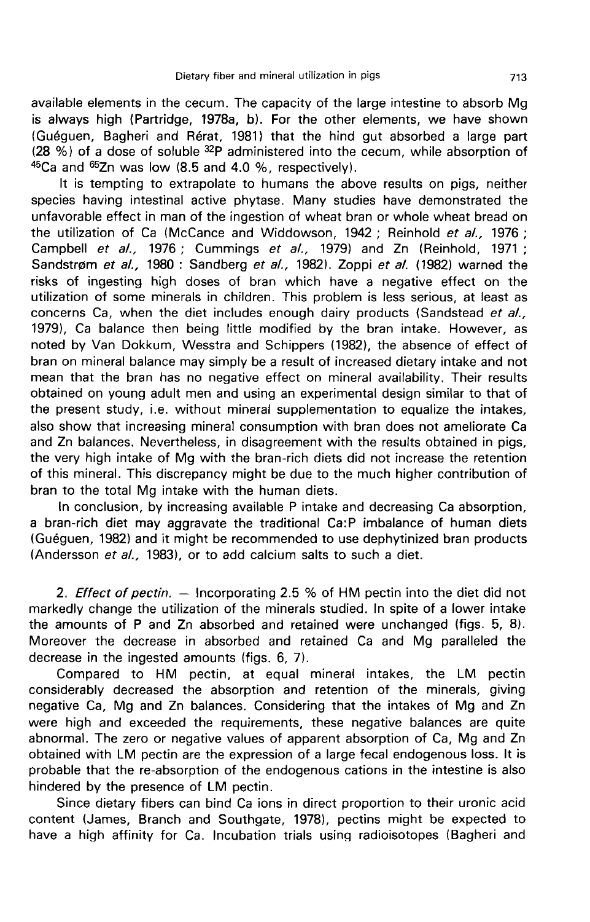available elements in the cecum. The capacity of the large intestine to absorb Mg is always high (Partridge, 1978a, b). For the other elements, we have shown (Guéguen, Bagheri and Rérat, 1981) that the hind gut absorbed a large part (28 %) of a dose of soluble $^{32}P$ administered into the cecum, while absorption of $^{45}Ca$ and $^{65}Zn$ was low (8.5 and 4.0 %, respectively).

It is tempting to extrapolate to humans the above results on pigs, neither species having intestinal active phytase. Many studies have demonstrated the unfavorable effect in man of the ingestion of wheat bran or whole wheat bread on the utilization of Ca (McCance and Widdowson, 1942 ; Reinhold *et al.,* 1976 ; Campbell *et al.,* 1976 ; Cummings *et al.,* 1979) and Zn (Reinhold, 1971 ; Sandstrøm *et al.,* 1980 : Sandberg *et al.,* 1982). Zoppi *et al.* (1982) warned the risks of ingesting high doses of bran which have a negative effect on the utilization of some minerals in children. This problem is less serious, at least as concerns Ca, when the diet includes enough dairy products (Sandstead *et al.,* 1979), Ca balance then being little modified by the bran intake. However, as noted by Van Dokkum, Wesstra and Schippers (1982), the absence of effect of bran on mineral balance may simply be a result of increased dietary intake and not mean that the bran has no negative effect on mineral availability. Their results obtained on young adult men and using an experimental design similar to that of the present study, i.e. without mineral supplementation to equalize the intakes, also show that increasing mineral consumption with bran does not ameliorate Ca and Zn balances. Nevertheless, in disagreement with the results obtained in pigs, the very high intake of Mg with the bran-rich diets did not increase the retention of this mineral. This discrepancy might be due to the much higher contribution of bran to the total Mg intake with the human diets.

In conclusion, by increasing available P intake and decreasing Ca absorption, a bran-rich diet may aggravate the traditional Ca:P imbalance of human diets (Guéguen, 1982) and it might be recommended to use dephytinized bran products (Andersson *et al.,* 1983), or to add calcium salts to such a diet.

2. *Effect of pectin.* — Incorporating 2.5 % of HM pectin into the diet did not markedly change the utilization of the minerals studied. In spite of a lower intake the amounts of P and Zn absorbed and retained were unchanged (figs. 5, 8). Moreover the decrease in absorbed and retained Ca and Mg paralleled the decrease in the ingested amounts (figs. 6, 7).

Compared to HM pectin, at equal mineral intakes, the LM pectin considerably decreased the absorption and retention of the minerals, giving negative Ca, Mg and Zn balances. Considering that the intakes of Mg and Zn were high and exceeded the requirements, these negative balances are quite abnormal. The zero or negative values of apparent absorption of Ca, Mg and Zn obtained with LM pectin are the expression of a large fecal endogenous loss. It is probable that the re-absorption of the endogenous cations in the intestine is also hindered by the presence of LM pectin.

Since dietary fibers can bind Ca ions in direct proportion to their uronic acid content (James, Branch and Southgate, 1978), pectins might be expected to have a high affinity for Ca. Incubation trials using radioisotopes (Bagheri and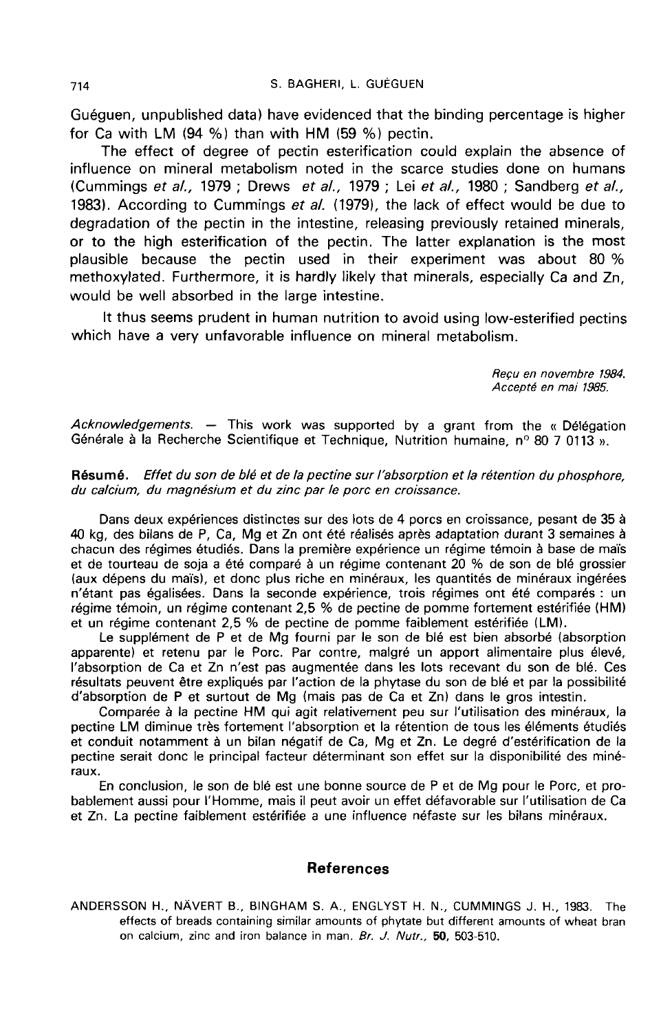Guéguen, unpublished data) have evidenced that the binding percentage is higher for Ca with LM (94 %) than with HM (59 %) pectin.

The effect of degree of pectin esterification could explain the absence of influence on mineral metabolism noted in the scarce studies done on humans (Cummings *et al.*, 1979 ; Drews *et al.*, 1979 ; Lei *et al.*, 1980 ; Sandberg *et al.*, 1983). According to Cummings *et al.* (1979), the lack of effect would be due to degradation of the pectin in the intestine, releasing previously retained minerals, or to the high esterification of the pectin. The latter explanation is the most plausible because the pectin used in their experiment was about 80 % methoxylated. Furthermore, it is hardly likely that minerals, especially Ca and Zn, would be well absorbed in the large intestine.

It thus seems prudent in human nutrition to avoid using low-esterified pectins which have a very unfavorable influence on mineral metabolism.

*Reçu en novembre 1984.*
*Accepté en mai 1985.*

*Acknowledgements.* — This work was supported by a grant from the « Délégation Générale à la Recherche Scientifique et Technique, Nutrition humaine, n° 80 7 0113 ».

**Résumé.** *Effet du son de blé et de la pectine sur l'absorption et la rétention du phosphore, du calcium, du magnésium et du zinc par le porc en croissance.*

Dans deux expériences distinctes sur des lots de 4 porcs en croissance, pesant de 35 à 40 kg, des bilans de P, Ca, Mg et Zn ont été réalisés après adaptation durant 3 semaines à chacun des régimes étudiés. Dans la première expérience un régime témoin à base de maïs et de tourteau de soja a été comparé à un régime contenant 20 % de son de blé grossier (aux dépens du maïs), et donc plus riche en minéraux, les quantités de minéraux ingérées n'étant pas égalisées. Dans la seconde expérience, trois régimes ont été comparés : un régime témoin, un régime contenant 2,5 % de pectine de pomme fortement estérifiée (HM) et un régime contenant 2,5 % de pectine de pomme faiblement estérifiée (LM).

Le supplément de P et de Mg fourni par le son de blé est bien absorbé (absorption apparente) et retenu par le Porc. Par contre, malgré un apport alimentaire plus élevé, l'absorption de Ca et Zn n'est pas augmentée dans les lots recevant du son de blé. Ces résultats peuvent être expliqués par l'action de la phytase du son de blé et par la possibilité d'absorption de P et surtout de Mg (mais pas de Ca et Zn) dans le gros intestin.

Comparée à la pectine HM qui agit relativement peu sur l'utilisation des minéraux, la pectine LM diminue très fortement l'absorption et la rétention de tous les éléments étudiés et conduit notamment à un bilan négatif de Ca, Mg et Zn. Le degré d'estérification de la pectine serait donc le principal facteur déterminant son effet sur la disponibilité des minéraux.

En conclusion, le son de blé est une bonne source de P et de Mg pour le Porc, et probablement aussi pour l'Homme, mais il peut avoir un effet défavorable sur l'utilisation de Ca et Zn. La pectine faiblement estérifiée a une influence néfaste sur les bilans minéraux.

## References

ANDERSSON H., NÄVERT B., BINGHAM S. A., ENGLYST H. N., CUMMINGS J. H., 1983. The effects of breads containing similar amounts of phytate but different amounts of wheat bran on calcium, zinc and iron balance in man. *Br. J. Nutr.*, **50**, 503-510.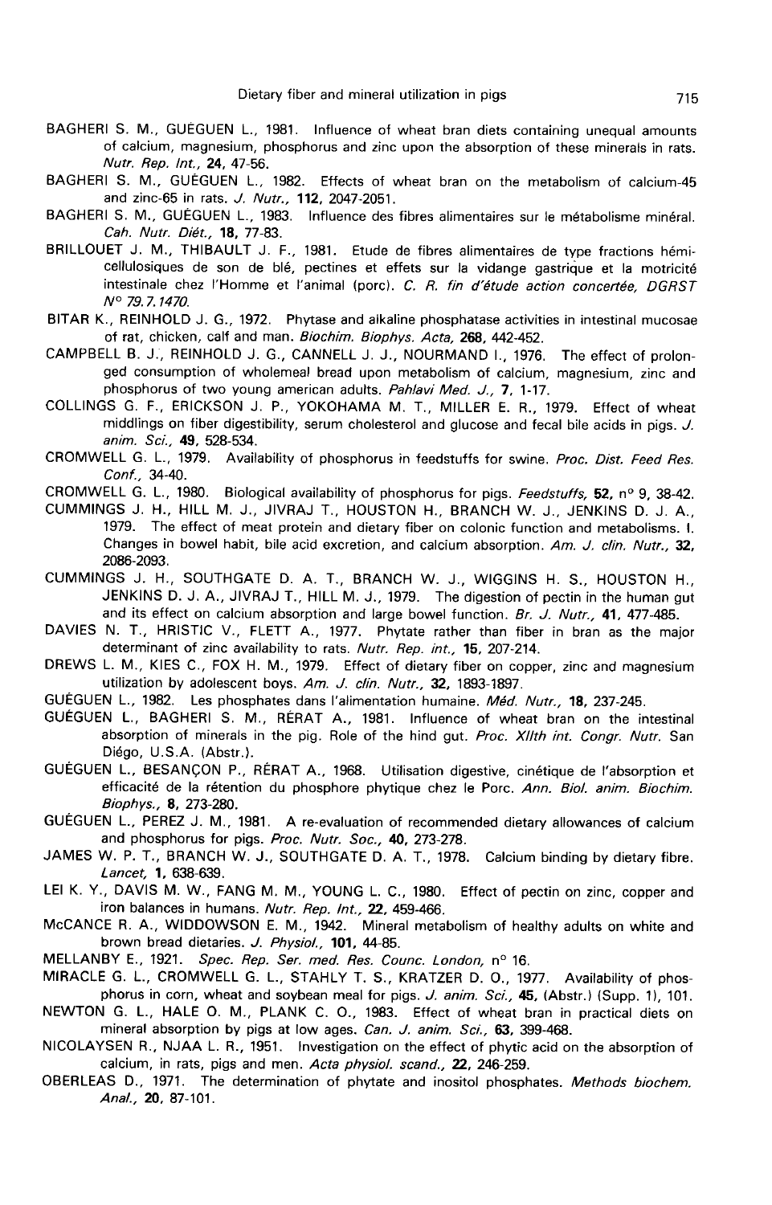BAGHERI S. M., GUÉGUEN L., 1981. Influence of wheat bran diets containing unequal amounts of calcium, magnesium, phosphorus and zinc upon the absorption of these minerals in rats. *Nutr. Rep. Int.*, **24**, 47-56.

BAGHERI S. M., GUÉGUEN L., 1982. Effects of wheat bran on the metabolism of calcium-45 and zinc-65 in rats. *J. Nutr.*, **112**, 2047-2051.

BAGHERI S. M., GUÉGUEN L., 1983. Influence des fibres alimentaires sur le métabolisme minéral. *Cah. Nutr. Diét.*, **18**, 77-83.

BRILLOUET J. M., THIBAULT J. F., 1981. Etude de fibres alimentaires de type fractions hémicellulosiques de son de blé, pectines et effets sur la vidange gastrique et la motricité intestinale chez l'Homme et l'animal (porc). *C. R. fin d'étude action concertée, DGRST N° 79.7.1470.*

BITAR K., REINHOLD J. G., 1972. Phytase and alkaline phosphatase activities in intestinal mucosae of rat, chicken, calf and man. *Biochim. Biophys. Acta*, **268**, 442-452.

CAMPBELL B. J., REINHOLD J. G., CANNELL J. J., NOURMAND I., 1976. The effect of prolonged consumption of wholemeal bread upon metabolism of calcium, magnesium, zinc and phosphorus of two young american adults. *Pahlavi Med. J.*, **7**, 1-17.

COLLINGS G. F., ERICKSON J. P., YOKOHAMA M. T., MILLER E. R., 1979. Effect of wheat middlings on fiber digestibility, serum cholesterol and glucose and fecal bile acids in pigs. *J. anim. Sci.*, **49**, 528-534.

CROMWELL G. L., 1979. Availability of phosphorus in feedstuffs for swine. *Proc. Dist. Feed Res. Conf.*, 34-40.

CROMWELL G. L., 1980. Biological availability of phosphorus for pigs. *Feedstuffs*, **52**, n° 9, 38-42.

CUMMINGS J. H., HILL M. J., JIVRAJ T., HOUSTON H., BRANCH W. J., JENKINS D. J. A., 1979. The effect of meat protein and dietary fiber on colonic function and metabolisms. I. Changes in bowel habit, bile acid excretion, and calcium absorption. *Am. J. clin. Nutr.*, **32**, 2086-2093.

CUMMINGS J. H., SOUTHGATE D. A. T., BRANCH W. J., WIGGINS H. S., HOUSTON H., JENKINS D. J. A., JIVRAJ T., HILL M. J., 1979. The digestion of pectin in the human gut and its effect on calcium absorption and large bowel function. *Br. J. Nutr.*, **41**, 477-485.

DAVIES N. T., HRISTIC V., FLETT A., 1977. Phytate rather than fiber in bran as the major determinant of zinc availability to rats. *Nutr. Rep. int.*, **15**, 207-214.

DREWS L. M., KIES C., FOX H. M., 1979. Effect of dietary fiber on copper, zinc and magnesium utilization by adolescent boys. *Am. J. clin. Nutr.*, **32**, 1893-1897.

GUÉGUEN L., 1982. Les phosphates dans l'alimentation humaine. *Méd. Nutr.*, **18**, 237-245.

GUÉGUEN L., BAGHERI S. M., RÉRAT A., 1981. Influence of wheat bran on the intestinal absorption of minerals in the pig. Role of the hind gut. *Proc. XIIth int. Congr. Nutr.* San Diégo, U.S.A. (Abstr.).

GUÉGUEN L., BESANÇON P., RÉRAT A., 1968. Utilisation digestive, cinétique de l'absorption et efficacité de la rétention du phosphore phytique chez le Porc. *Ann. Biol. anim. Biochim. Biophys.*, **8**, 273-280.

GUÉGUEN L., PEREZ J. M., 1981. A re-evaluation of recommended dietary allowances of calcium and phosphorus for pigs. *Proc. Nutr. Soc.*, **40**, 273-278.

JAMES W. P. T., BRANCH W. J., SOUTHGATE D. A. T., 1978. Calcium binding by dietary fibre. *Lancet*, **1**, 638-639.

LEI K. Y., DAVIS M. W., FANG M. M., YOUNG L. C., 1980. Effect of pectin on zinc, copper and iron balances in humans. *Nutr. Rep. Int.*, **22**, 459-466.

McCANCE R. A., WIDDOWSON E. M., 1942. Mineral metabolism of healthy adults on white and brown bread dietaries. *J. Physiol.*, **101**, 44-85.

MELLANBY E., 1921. *Spec. Rep. Ser. med. Res. Counc. London*, n° 16.

MIRACLE G. L., CROMWELL G. L., STAHLY T. S., KRATZER D. O., 1977. Availability of phosphorus in corn, wheat and soybean meal for pigs. *J. anim. Sci.*, **45**, (Abstr.) (Supp. 1), 101.

NEWTON G. L., HALE O. M., PLANK C. O., 1983. Effect of wheat bran in practical diets on mineral absorption by pigs at low ages. *Can. J. anim. Sci.*, **63**, 399-468.

NICOLAYSEN R., NJAA L. R., 1951. Investigation on the effect of phytic acid on the absorption of calcium, in rats, pigs and men. *Acta physiol. scand.*, **22**, 246-259.

OBERLEAS D., 1971. The determination of phytate and inositol phosphates. *Methods biochem. Anal.*, **20**, 87-101.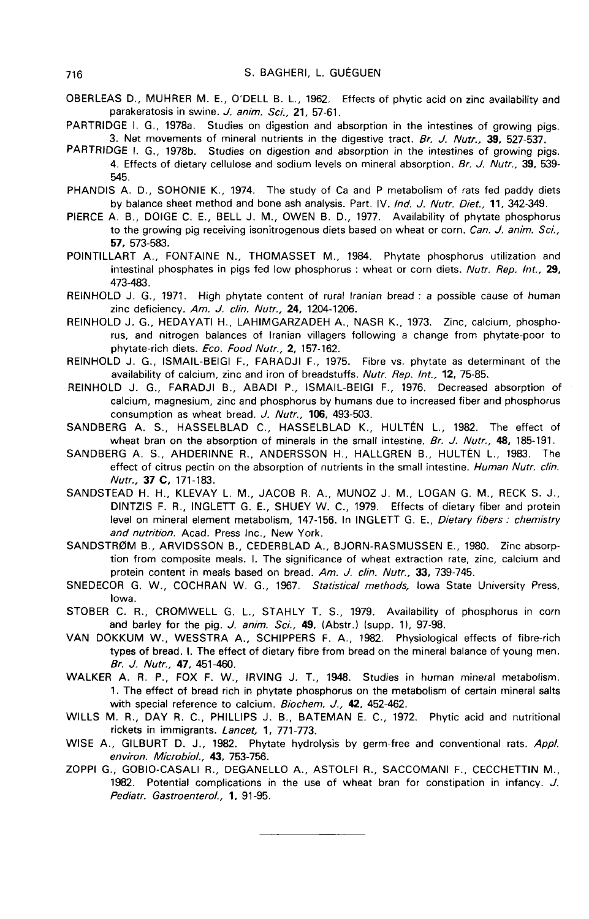OBERLEAS D., MUHRER M. E., O'DELL B. L., 1962. Effects of phytic acid on zinc availability and parakeratosis in swine. *J. anim. Sci.*, **21**, 57-61.

PARTRIDGE I. G., 1978a. Studies on digestion and absorption in the intestines of growing pigs. 3. Net movements of mineral nutrients in the digestive tract. *Br. J. Nutr.*, **39**, 527-537.

PARTRIDGE I. G., 1978b. Studies on digestion and absorption in the intestines of growing pigs. 4. Effects of dietary cellulose and sodium levels on mineral absorption. *Br. J. Nutr.*, **39**, 539-545.

PHANDIS A. D., SOHONIE K., 1974. The study of Ca and P metabolism of rats fed paddy diets by balance sheet method and bone ash analysis. Part. IV. *Ind. J. Nutr. Diet.*, **11**, 342-349.

PIERCE A. B., DOIGE C. E., BELL J. M., OWEN B. D., 1977. Availability of phytate phosphorus to the growing pig receiving isonitrogenous diets based on wheat or corn. *Can. J. anim. Sci.*, **57**, 573-583.

POINTILLART A., FONTAINE N., THOMASSET M., 1984. Phytate phosphorus utilization and intestinal phosphates in pigs fed low phosphorus : wheat or corn diets. *Nutr. Rep. Int.*, **29**, 473-483.

REINHOLD J. G., 1971. High phytate content of rural Iranian bread : a possible cause of human zinc deficiency. *Am. J. clin. Nutr.*, **24**, 1204-1206.

REINHOLD J. G., HEDAYATI H., LAHIMGARZADEH A., NASR K., 1973. Zinc, calcium, phosphorus, and nitrogen balances of Iranian villagers following a change from phytate-poor to phytate-rich diets. *Eco. Food Nutr.*, **2**, 157-162.

REINHOLD J. G., ISMAIL-BEIGI F., FARADJI F., 1975. Fibre vs. phytate as determinant of the availability of calcium, zinc and iron of breadstuffs. *Nutr. Rep. Int.*, **12**, 75-85.

REINHOLD J. G., FARADJI B., ABADI P., ISMAIL-BEIGI F., 1976. Decreased absorption of calcium, magnesium, zinc and phosphorus by humans due to increased fiber and phosphorus consumption as wheat bread. *J. Nutr.*, **106**, 493-503.

SANDBERG A. S., HASSELBLAD C., HASSELBLAD K., HULTÉN L., 1982. The effect of wheat bran on the absorption of minerals in the small intestine. *Br. J. Nutr.*, **48**, 185-191.

SANDBERG A. S., AHDERINNE R., ANDERSSON H., HALLGREN B., HULTÉN L., 1983. The effect of citrus pectin on the absorption of nutrients in the small intestine. *Human Nutr. clin. Nutr.*, **37 C**, 171-183.

SANDSTEAD H. H., KLEVAY L. M., JACOB R. A., MUNOZ J. M., LOGAN G. M., RECK S. J., DINTZIS F. R., INGLETT G. E., SHUEY W. C., 1979. Effects of dietary fiber and protein level on mineral element metabolism, 147-156. In INGLETT G. E., *Dietary fibers : chemistry and nutrition.* Acad. Press Inc., New York.

SANDSTRØM B., ARVIDSSON B., CEDERBLAD A., BJORN-RASMUSSEN E., 1980. Zinc absorption from composite meals. I. The significance of wheat extraction rate, zinc, calcium and protein content in meals based on bread. *Am. J. clin. Nutr.*, **33**, 739-745.

SNEDECOR G. W., COCHRAN W. G., 1967. *Statistical methods,* Iowa State University Press, Iowa.

STOBER C. R., CROMWELL G. L., STAHLY T. S., 1979. Availability of phosphorus in corn and barley for the pig. *J. anim. Sci.*, **49**, (Abstr.) (supp. 1), 97-98.

VAN DOKKUM W., WESSTRA A., SCHIPPERS F. A., 1982. Physiological effects of fibre-rich types of bread. I. The effect of dietary fibre from bread on the mineral balance of young men. *Br. J. Nutr.*, **47**, 451-460.

WALKER A. R. P., FOX F. W., IRVING J. T., 1948. Studies in human mineral metabolism. 1. The effect of bread rich in phytate phosphorus on the metabolism of certain mineral salts with special reference to calcium. *Biochem. J.*, **42**, 452-462.

WILLS M. R., DAY R. C., PHILLIPS J. B., BATEMAN E. C., 1972. Phytic acid and nutritional rickets in immigrants. *Lancet,* **1**, 771-773.

WISE A., GILBURT D. J., 1982. Phytate hydrolysis by germ-free and conventional rats. *Appl. environ. Microbiol.*, **43**, 753-756.

ZOPPI G., GOBIO-CASALI R., DEGANELLO A., ASTOLFI R., SACCOMANI F., CECCHETTIN M., 1982. Potential complications in the use of wheat bran for constipation in infancy. *J. Pediatr. Gastroenterol.*, **1**, 91-95.